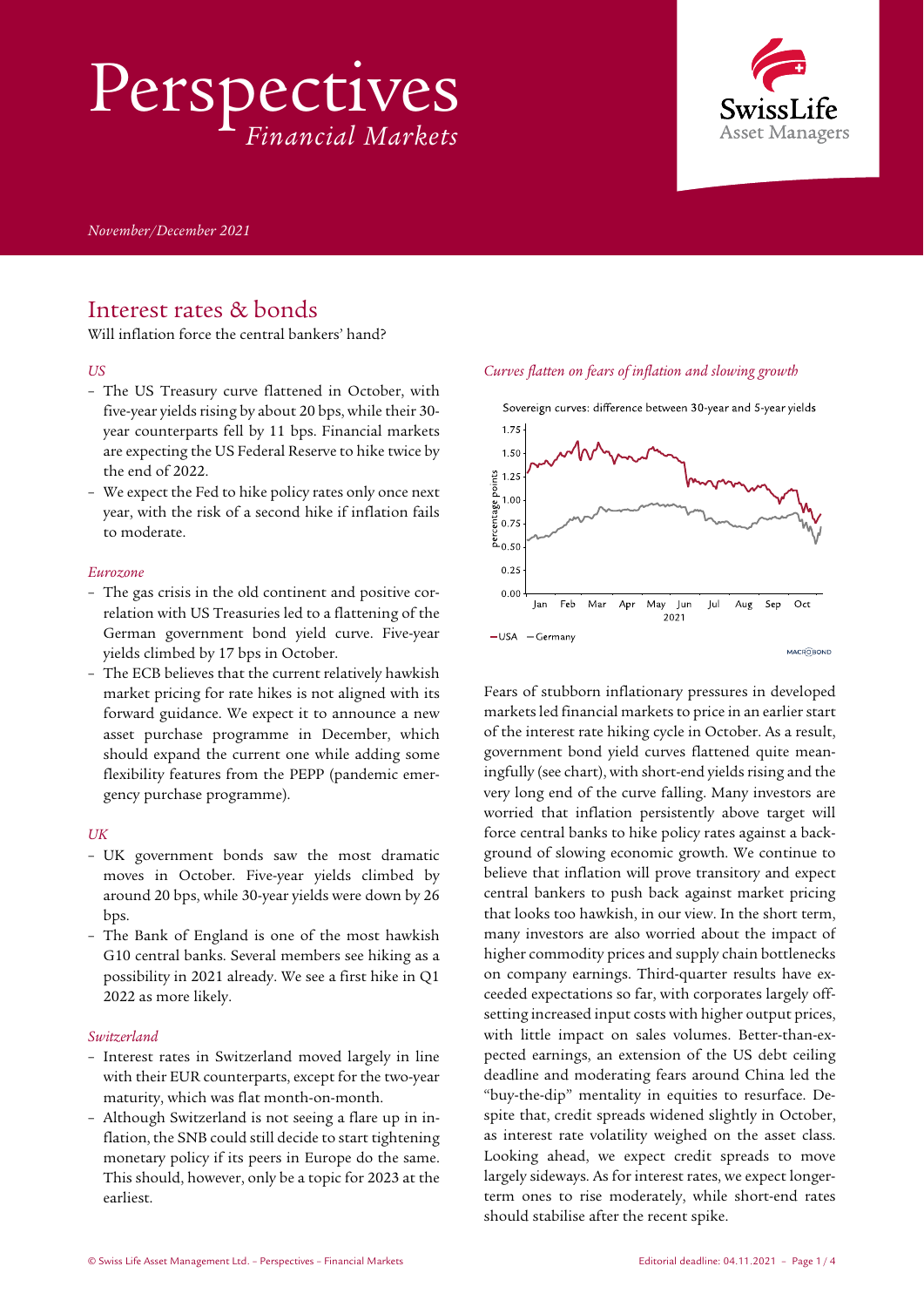# Perspectives
*Financial Markets*

*November/December 2021*

## Interest rates & bonds

Will inflation force the central bankers' hand?

*US*

- The US Treasury curve flattened in October, with five-year yields rising by about 20 bps, while their 30-year counterparts fell by 11 bps. Financial markets are expecting the US Federal Reserve to hike twice by the end of 2022.
- We expect the Fed to hike policy rates only once next year, with the risk of a second hike if inflation fails to moderate.

*Eurozone*

- The gas crisis in the old continent and positive correlation with US Treasuries led to a flattening of the German government bond yield curve. Five-year yields climbed by 17 bps in October.
- The ECB believes that the current relatively hawkish market pricing for rate hikes is not aligned with its forward guidance. We expect it to announce a new asset purchase programme in December, which should expand the current one while adding some flexibility features from the PEPP (pandemic emergency purchase programme).

*UK*

- UK government bonds saw the most dramatic moves in October. Five-year yields climbed by around 20 bps, while 30-year yields were down by 26 bps.
- The Bank of England is one of the most hawkish G10 central banks. Several members see hiking as a possibility in 2021 already. We see a first hike in Q1 2022 as more likely.

*Switzerland*

- Interest rates in Switzerland moved largely in line with their EUR counterparts, except for the two-year maturity, which was flat month-on-month.
- Although Switzerland is not seeing a flare up in inflation, the SNB could still decide to start tightening monetary policy if its peers in Europe do the same. This should, however, only be a topic for 2023 at the earliest.

*Curves flatten on fears of inflation and slowing growth*

Sovereign curves: difference between 30-year and 5-year yields

Fears of stubborn inflationary pressures in developed markets led financial markets to price in an earlier start of the interest rate hiking cycle in October. As a result, government bond yield curves flattened quite meaningfully (see chart), with short-end yields rising and the very long end of the curve falling. Many investors are worried that inflation persistently above target will force central banks to hike policy rates against a background of slowing economic growth. We continue to believe that inflation will prove transitory and expect central bankers to push back against market pricing that looks too hawkish, in our view. In the short term, many investors are also worried about the impact of higher commodity prices and supply chain bottlenecks on company earnings. Third-quarter results have exceeded expectations so far, with corporates largely offsetting increased input costs with higher output prices, with little impact on sales volumes. Better-than-expected earnings, an extension of the US debt ceiling deadline and moderating fears around China led the "buy-the-dip" mentality in equities to resurface. Despite that, credit spreads widened slightly in October, as interest rate volatility weighed on the asset class. Looking ahead, we expect credit spreads to move largely sideways. As for interest rates, we expect longer-term ones to rise moderately, while short-end rates should stabilise after the recent spike.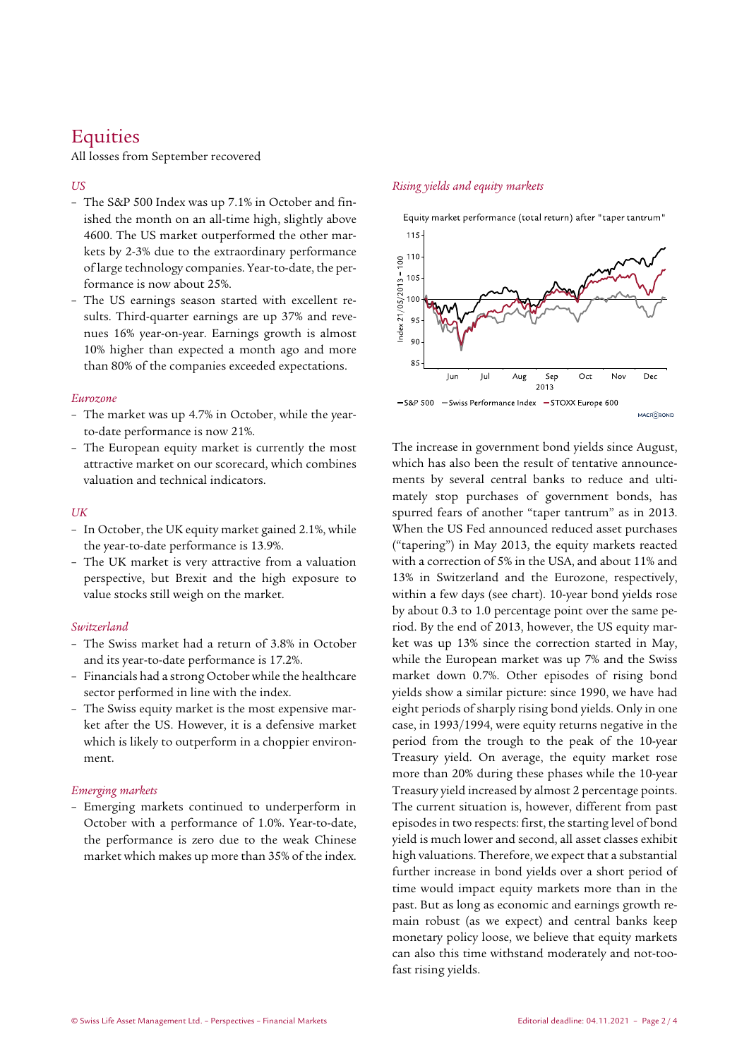# Equities

All losses from September recovered

*US*

- The S&P 500 Index was up 7.1% in October and finished the month on an all-time high, slightly above 4600. The US market outperformed the other markets by 2-3% due to the extraordinary performance of large technology companies. Year-to-date, the performance is now about 25%.
- The US earnings season started with excellent results. Third-quarter earnings are up 37% and revenues 16% year-on-year. Earnings growth is almost 10% higher than expected a month ago and more than 80% of the companies exceeded expectations.

*Eurozone*

- The market was up 4.7% in October, while the year-to-date performance is now 21%.
- The European equity market is currently the most attractive market on our scorecard, which combines valuation and technical indicators.

*UK*

- In October, the UK equity market gained 2.1%, while the year-to-date performance is 13.9%.
- The UK market is very attractive from a valuation perspective, but Brexit and the high exposure to value stocks still weigh on the market.

*Switzerland*

- The Swiss market had a return of 3.8% in October and its year-to-date performance is 17.2%.
- Financials had a strong October while the healthcare sector performed in line with the index.
- The Swiss equity market is the most expensive market after the US. However, it is a defensive market which is likely to outperform in a choppier environment.

*Emerging markets*

- Emerging markets continued to underperform in October with a performance of 1.0%. Year-to-date, the performance is zero due to the weak Chinese market which makes up more than 35% of the index.

*Rising yields and equity markets*

Equity market performance (total return) after "taper tantrum"

—S&P 500 —Swiss Performance Index —STOXX Europe 600

The increase in government bond yields since August, which has also been the result of tentative announcements by several central banks to reduce and ultimately stop purchases of government bonds, has spurred fears of another "taper tantrum" as in 2013. When the US Fed announced reduced asset purchases ("tapering") in May 2013, the equity markets reacted with a correction of 5% in the USA, and about 11% and 13% in Switzerland and the Eurozone, respectively, within a few days (see chart). 10-year bond yields rose by about 0.3 to 1.0 percentage point over the same period. By the end of 2013, however, the US equity market was up 13% since the correction started in May, while the European market was up 7% and the Swiss market down 0.7%. Other episodes of rising bond yields show a similar picture: since 1990, we have had eight periods of sharply rising bond yields. Only in one case, in 1993/1994, were equity returns negative in the period from the trough to the peak of the 10-year Treasury yield. On average, the equity market rose more than 20% during these phases while the 10-year Treasury yield increased by almost 2 percentage points. The current situation is, however, different from past episodes in two respects: first, the starting level of bond yield is much lower and second, all asset classes exhibit high valuations. Therefore, we expect that a substantial further increase in bond yields over a short period of time would impact equity markets more than in the past. But as long as economic and earnings growth remain robust (as we expect) and central banks keep monetary policy loose, we believe that equity markets can also this time withstand moderately and not-too-fast rising yields.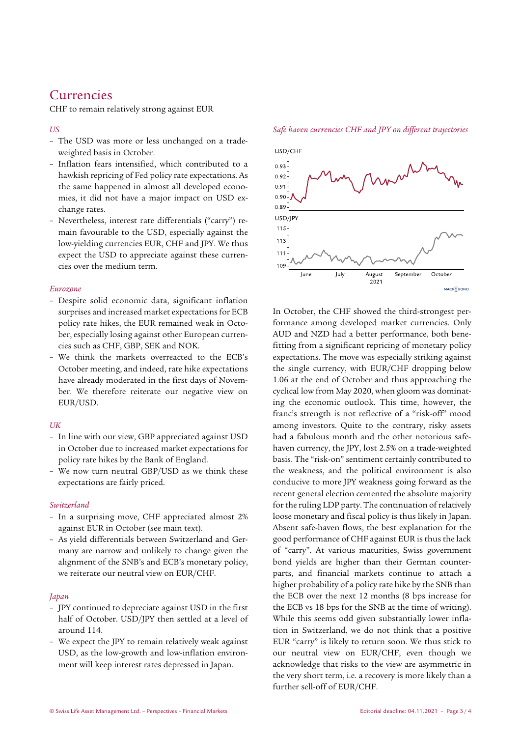# Currencies

CHF to remain relatively strong against EUR

*US*

- The USD was more or less unchanged on a trade-weighted basis in October.
- Inflation fears intensified, which contributed to a hawkish repricing of Fed policy rate expectations. As the same happened in almost all developed economies, it did not have a major impact on USD exchange rates.
- Nevertheless, interest rate differentials ("carry") remain favourable to the USD, especially against the low-yielding currencies EUR, CHF and JPY. We thus expect the USD to appreciate against these currencies over the medium term.

*Eurozone*

- Despite solid economic data, significant inflation surprises and increased market expectations for ECB policy rate hikes, the EUR remained weak in October, especially losing against other European currencies such as CHF, GBP, SEK and NOK.
- We think the markets overreacted to the ECB's October meeting, and indeed, rate hike expectations have already moderated in the first days of November. We therefore reiterate our negative view on EUR/USD.

*UK*

- In line with our view, GBP appreciated against USD in October due to increased market expectations for policy rate hikes by the Bank of England.
- We now turn neutral GBP/USD as we think these expectations are fairly priced.

*Switzerland*

- In a surprising move, CHF appreciated almost 2% against EUR in October (see main text).
- As yield differentials between Switzerland and Germany are narrow and unlikely to change given the alignment of the SNB's and ECB's monetary policy, we reiterate our neutral view on EUR/CHF.

*Japan*

- JPY continued to depreciate against USD in the first half of October. USD/JPY then settled at a level of around 114.
- We expect the JPY to remain relatively weak against USD, as the low-growth and low-inflation environment will keep interest rates depressed in Japan.

*Safe haven currencies CHF and JPY on different trajectories*

In October, the CHF showed the third-strongest performance among developed market currencies. Only AUD and NZD had a better performance, both benefitting from a significant repricing of monetary policy expectations. The move was especially striking against the single currency, with EUR/CHF dropping below 1.06 at the end of October and thus approaching the cyclical low from May 2020, when gloom was dominating the economic outlook. This time, however, the franc's strength is not reflective of a "risk-off" mood among investors. Quite to the contrary, risky assets had a fabulous month and the other notorious safe-haven currency, the JPY, lost 2.5% on a trade-weighted basis. The "risk-on" sentiment certainly contributed to the weakness, and the political environment is also conducive to more JPY weakness going forward as the recent general election cemented the absolute majority for the ruling LDP party. The continuation of relatively loose monetary and fiscal policy is thus likely in Japan. Absent safe-haven flows, the best explanation for the good performance of CHF against EUR is thus the lack of "carry". At various maturities, Swiss government bond yields are higher than their German counterparts, and financial markets continue to attach a higher probability of a policy rate hike by the SNB than the ECB over the next 12 months (8 bps increase for the ECB vs 18 bps for the SNB at the time of writing). While this seems odd given substantially lower inflation in Switzerland, we do not think that a positive EUR "carry" is likely to return soon. We thus stick to our neutral view on EUR/CHF, even though we acknowledge that risks to the view are asymmetric in the very short term, i.e. a recovery is more likely than a further sell-off of EUR/CHF.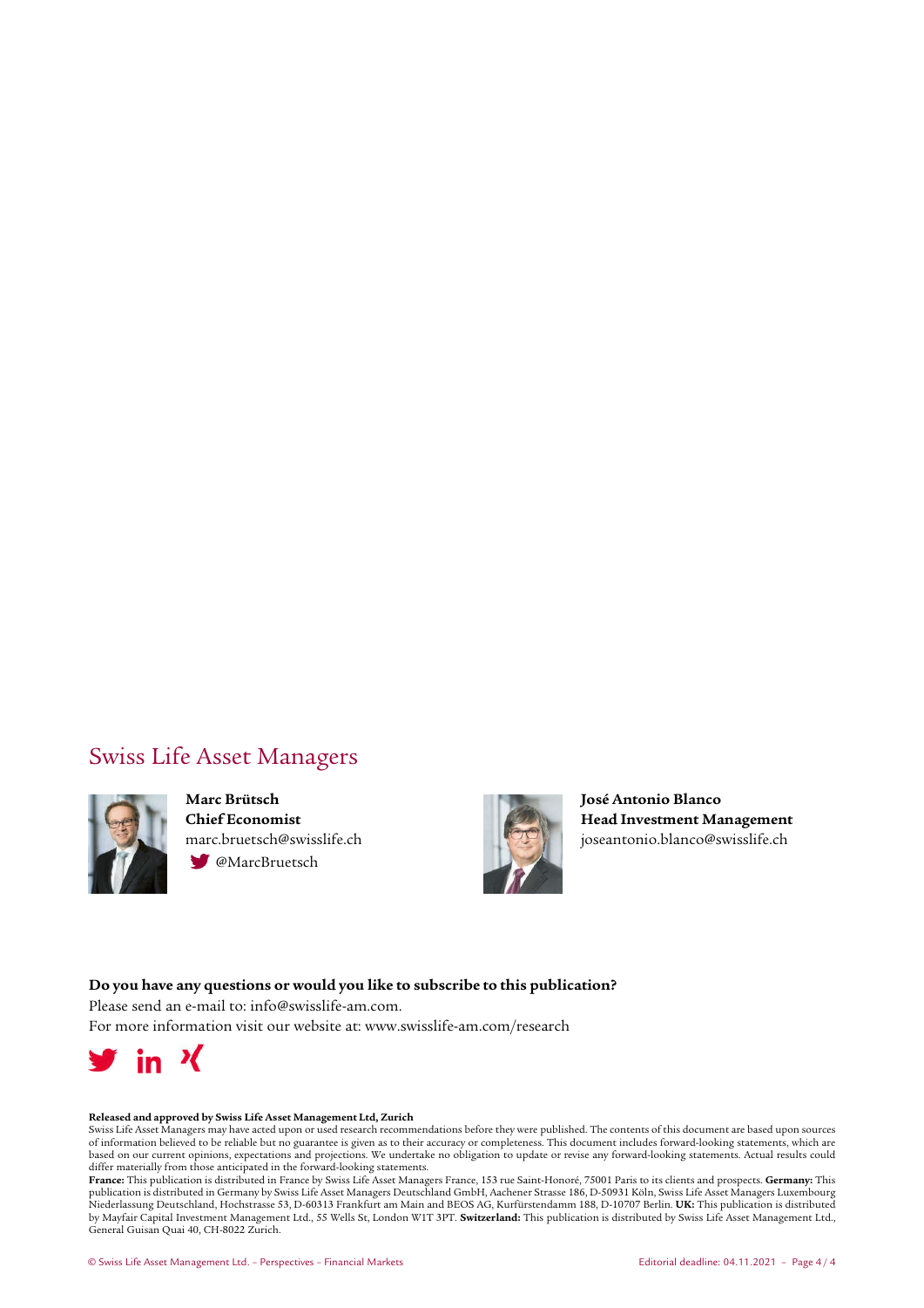## Swiss Life Asset Managers

**Marc Brütsch**
**Chief Economist**
marc.bruetsch@swisslife.ch
@MarcBruetsch

**José Antonio Blanco**
**Head Investment Management**
joseantonio.blanco@swisslife.ch

**Do you have any questions or would you like to subscribe to this publication?**
Please send an e-mail to: info@swisslife-am.com.
For more information visit our website at: www.swisslife-am.com/research

**Released and approved by Swiss Life Asset Management Ltd, Zurich**
Swiss Life Asset Managers may have acted upon or used research recommendations before they were published. The contents of this document are based upon sources of information believed to be reliable but no guarantee is given as to their accuracy or completeness. This document includes forward-looking statements, which are based on our current opinions, expectations and projections. We undertake no obligation to update or revise any forward-looking statements. Actual results could differ materially from those anticipated in the forward-looking statements.
**France:** This publication is distributed in France by Swiss Life Asset Managers France, 153 rue Saint-Honoré, 75001 Paris to its clients and prospects. **Germany:** This publication is distributed in Germany by Swiss Life Asset Managers Deutschland GmbH, Aachener Strasse 186, D-50931 Köln, Swiss Life Asset Managers Luxembourg Niederlassung Deutschland, Hochstrasse 53, D-60313 Frankfurt am Main and BEOS AG, Kurfürstendamm 188, D-10707 Berlin. **UK:** This publication is distributed by Mayfair Capital Investment Management Ltd., 55 Wells St, London W1T 3PT. **Switzerland:** This publication is distributed by Swiss Life Asset Management Ltd., General Guisan Quai 40, CH-8022 Zurich.